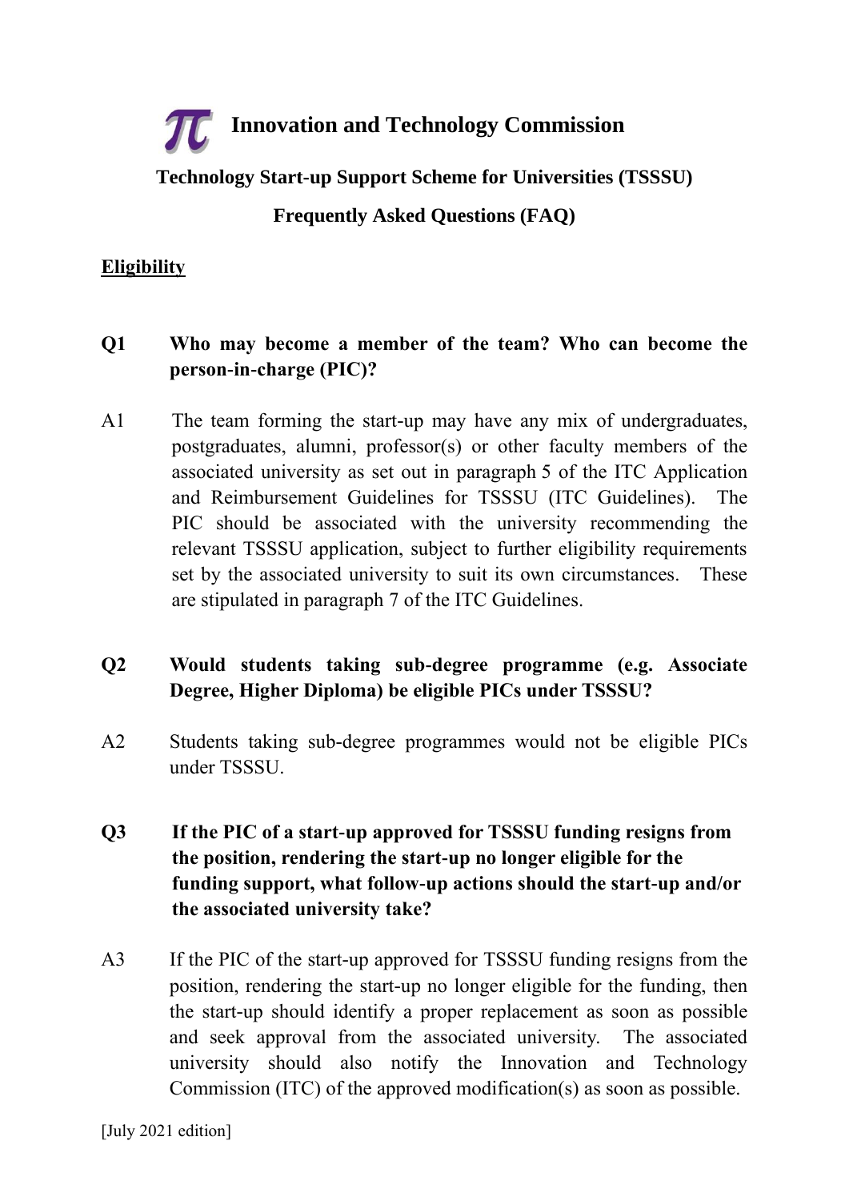# Innovation and Technology Commission

## Technology Start-up Support Scheme for Universities (TSSSU)

## Frequently Asked Questions (FAQ)

### Eligibility

**Q1 Who may become a member of the team? Who can become the person-in-charge (PIC)?**

A1 The team forming the start-up may have any mix of undergraduates, postgraduates, alumni, professor(s) or other faculty members of the associated university as set out in paragraph 5 of the ITC Application and Reimbursement Guidelines for TSSSU (ITC Guidelines). The PIC should be associated with the university recommending the relevant TSSSU application, subject to further eligibility requirements set by the associated university to suit its own circumstances. These are stipulated in paragraph 7 of the ITC Guidelines.

**Q2 Would students taking sub-degree programme (e.g. Associate Degree, Higher Diploma) be eligible PICs under TSSSU?**

A2 Students taking sub-degree programmes would not be eligible PICs under TSSSU.

**Q3 If the PIC of a start-up approved for TSSSU funding resigns from the position, rendering the start-up no longer eligible for the funding support, what follow-up actions should the start-up and/or the associated university take?**

A3 If the PIC of the start-up approved for TSSSU funding resigns from the position, rendering the start-up no longer eligible for the funding, then the start-up should identify a proper replacement as soon as possible and seek approval from the associated university. The associated university should also notify the Innovation and Technology Commission (ITC) of the approved modification(s) as soon as possible.

[July 2021 edition]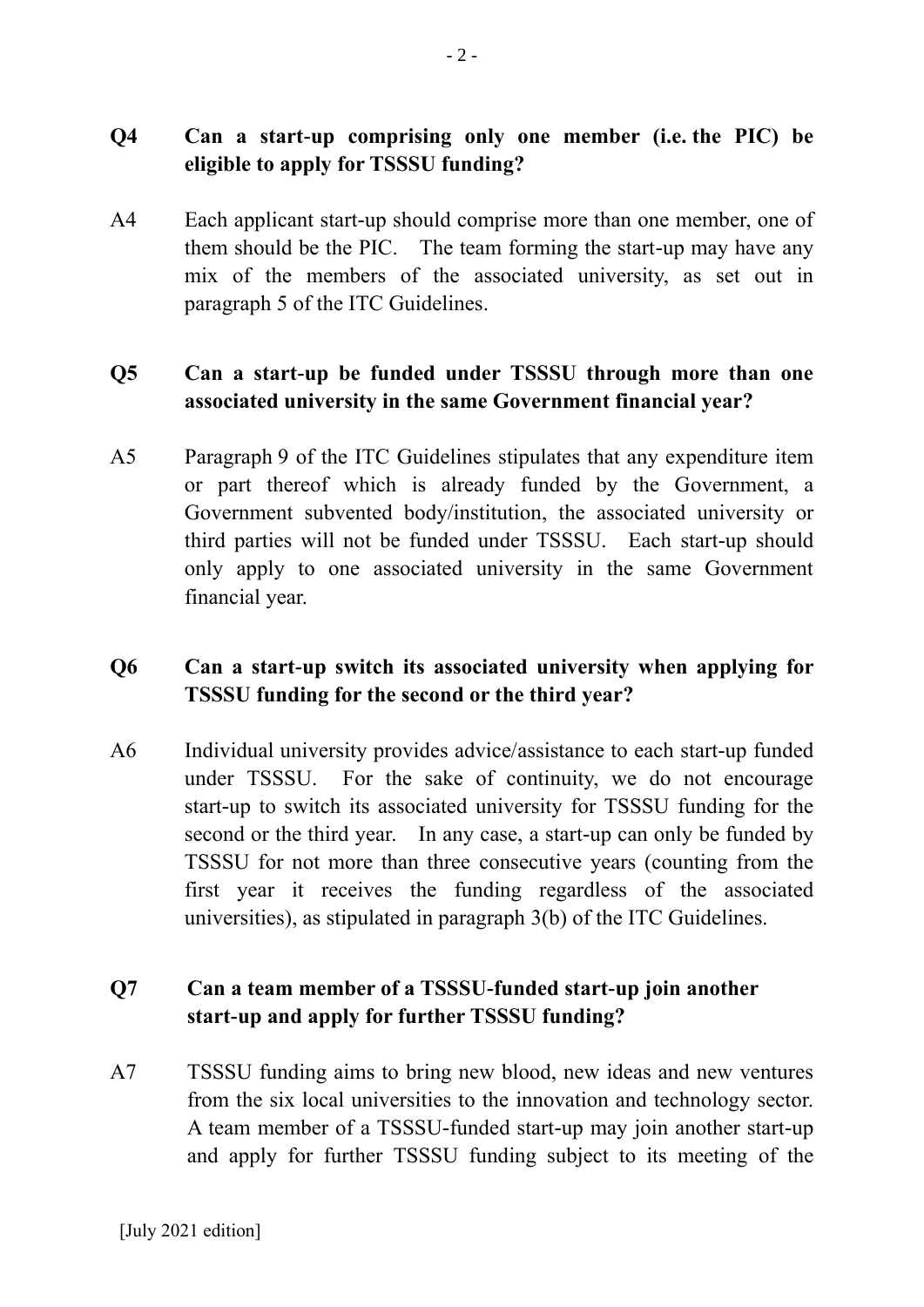**Q4 Can a start-up comprising only one member (i.e. the PIC) be eligible to apply for TSSSU funding?**

A4 Each applicant start-up should comprise more than one member, one of them should be the PIC. The team forming the start-up may have any mix of the members of the associated university, as set out in paragraph 5 of the ITC Guidelines.

**Q5 Can a start-up be funded under TSSSU through more than one associated university in the same Government financial year?**

A5 Paragraph 9 of the ITC Guidelines stipulates that any expenditure item or part thereof which is already funded by the Government, a Government subvented body/institution, the associated university or third parties will not be funded under TSSSU. Each start-up should only apply to one associated university in the same Government financial year.

**Q6 Can a start-up switch its associated university when applying for TSSSU funding for the second or the third year?**

A6 Individual university provides advice/assistance to each start-up funded under TSSSU. For the sake of continuity, we do not encourage start-up to switch its associated university for TSSSU funding for the second or the third year. In any case, a start-up can only be funded by TSSSU for not more than three consecutive years (counting from the first year it receives the funding regardless of the associated universities), as stipulated in paragraph 3(b) of the ITC Guidelines.

**Q7 Can a team member of a TSSSU-funded start-up join another start-up and apply for further TSSSU funding?**

A7 TSSSU funding aims to bring new blood, new ideas and new ventures from the six local universities to the innovation and technology sector. A team member of a TSSSU-funded start-up may join another start-up and apply for further TSSSU funding subject to its meeting of the

[July 2021 edition]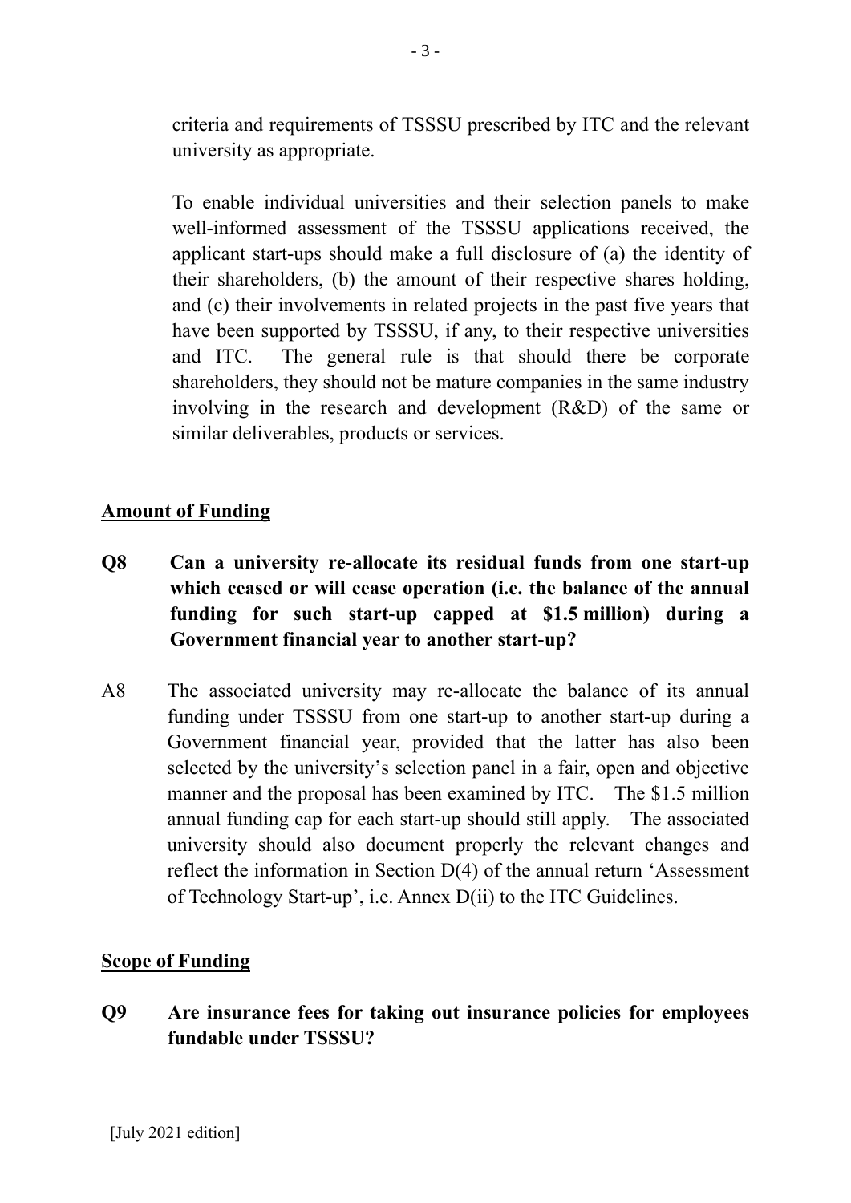criteria and requirements of TSSSU prescribed by ITC and the relevant university as appropriate.

To enable individual universities and their selection panels to make well-informed assessment of the TSSSU applications received, the applicant start-ups should make a full disclosure of (a) the identity of their shareholders, (b) the amount of their respective shares holding, and (c) their involvements in related projects in the past five years that have been supported by TSSSU, if any, to their respective universities and ITC. The general rule is that should there be corporate shareholders, they should not be mature companies in the same industry involving in the research and development (R&D) of the same or similar deliverables, products or services.

## Amount of Funding

**Q8 Can a university re-allocate its residual funds from one start-up which ceased or will cease operation (i.e. the balance of the annual funding for such start-up capped at $1.5 million) during a Government financial year to another start-up?**

A8 The associated university may re-allocate the balance of its annual funding under TSSSU from one start-up to another start-up during a Government financial year, provided that the latter has also been selected by the university's selection panel in a fair, open and objective manner and the proposal has been examined by ITC. The $1.5 million annual funding cap for each start-up should still apply. The associated university should also document properly the relevant changes and reflect the information in Section D(4) of the annual return 'Assessment of Technology Start-up', i.e. Annex D(ii) to the ITC Guidelines.

## Scope of Funding

**Q9 Are insurance fees for taking out insurance policies for employees fundable under TSSSU?**

[July 2021 edition]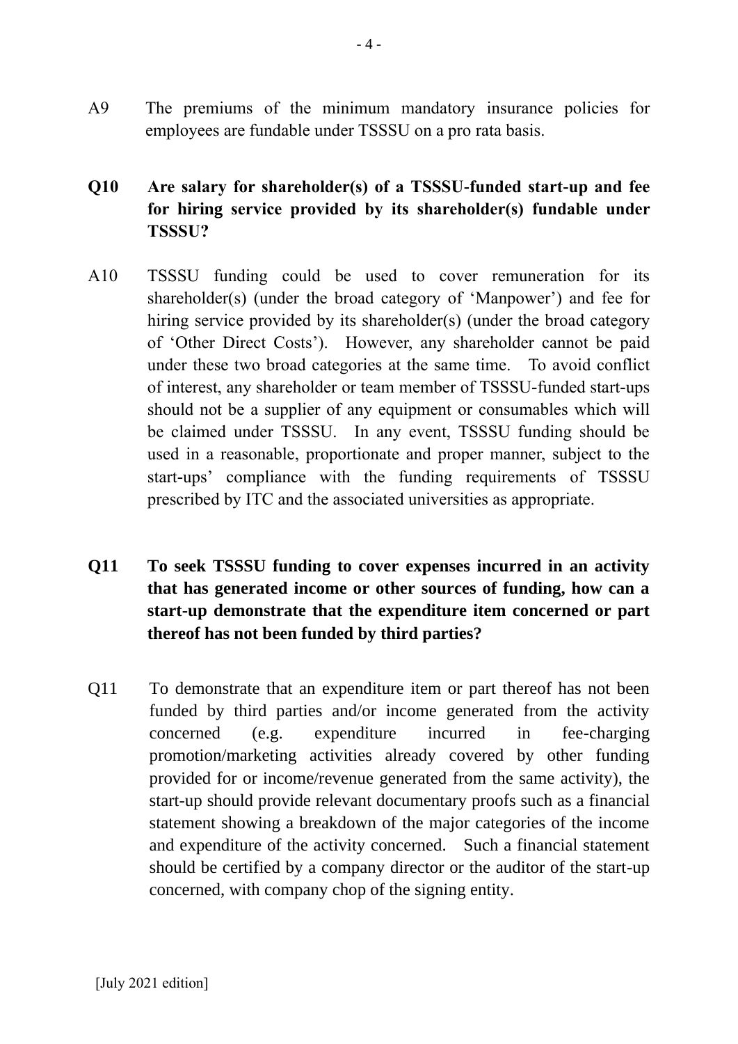A9 The premiums of the minimum mandatory insurance policies for employees are fundable under TSSSU on a pro rata basis.

**Q10 Are salary for shareholder(s) of a TSSSU-funded start-up and fee for hiring service provided by its shareholder(s) fundable under TSSSU?**

A10 TSSSU funding could be used to cover remuneration for its shareholder(s) (under the broad category of 'Manpower') and fee for hiring service provided by its shareholder(s) (under the broad category of 'Other Direct Costs'). However, any shareholder cannot be paid under these two broad categories at the same time. To avoid conflict of interest, any shareholder or team member of TSSSU-funded start-ups should not be a supplier of any equipment or consumables which will be claimed under TSSSU. In any event, TSSSU funding should be used in a reasonable, proportionate and proper manner, subject to the start-ups' compliance with the funding requirements of TSSSU prescribed by ITC and the associated universities as appropriate.

**Q11 To seek TSSSU funding to cover expenses incurred in an activity that has generated income or other sources of funding, how can a start-up demonstrate that the expenditure item concerned or part thereof has not been funded by third parties?**

Q11 To demonstrate that an expenditure item or part thereof has not been funded by third parties and/or income generated from the activity concerned (e.g. expenditure incurred in fee-charging promotion/marketing activities already covered by other funding provided for or income/revenue generated from the same activity), the start-up should provide relevant documentary proofs such as a financial statement showing a breakdown of the major categories of the income and expenditure of the activity concerned. Such a financial statement should be certified by a company director or the auditor of the start-up concerned, with company chop of the signing entity.

[July 2021 edition]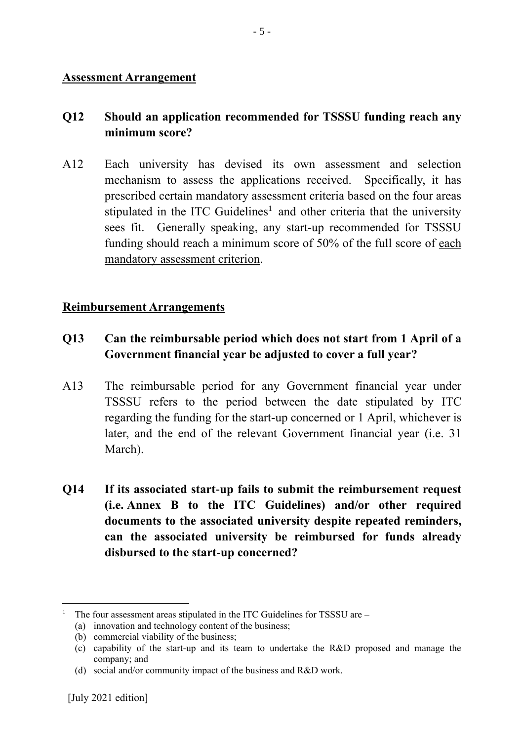**<u>Assessment Arrangement</u>**

**Q12 Should an application recommended for TSSSU funding reach any minimum score?**

A12 Each university has devised its own assessment and selection mechanism to assess the applications received. Specifically, it has prescribed certain mandatory assessment criteria based on the four areas stipulated in the ITC Guidelines[1] and other criteria that the university sees fit. Generally speaking, any start-up recommended for TSSSU funding should reach a minimum score of 50% of the full score of <u>each mandatory assessment criterion</u>.

**<u>Reimbursement Arrangements</u>**

**Q13 Can the reimbursable period which does not start from 1 April of a Government financial year be adjusted to cover a full year?**

A13 The reimbursable period for any Government financial year under TSSSU refers to the period between the date stipulated by ITC regarding the funding for the start-up concerned or 1 April, whichever is later, and the end of the relevant Government financial year (i.e. 31 March).

**Q14 If its associated start-up fails to submit the reimbursement request (i.e. Annex B to the ITC Guidelines) and/or other required documents to the associated university despite repeated reminders, can the associated university be reimbursed for funds already disbursed to the start-up concerned?**

---

[1] The four assessment areas stipulated in the ITC Guidelines for TSSSU are –

(a) innovation and technology content of the business;
(b) commercial viability of the business;
(c) capability of the start-up and its team to undertake the R&D proposed and manage the company; and
(d) social and/or community impact of the business and R&D work.

[July 2021 edition]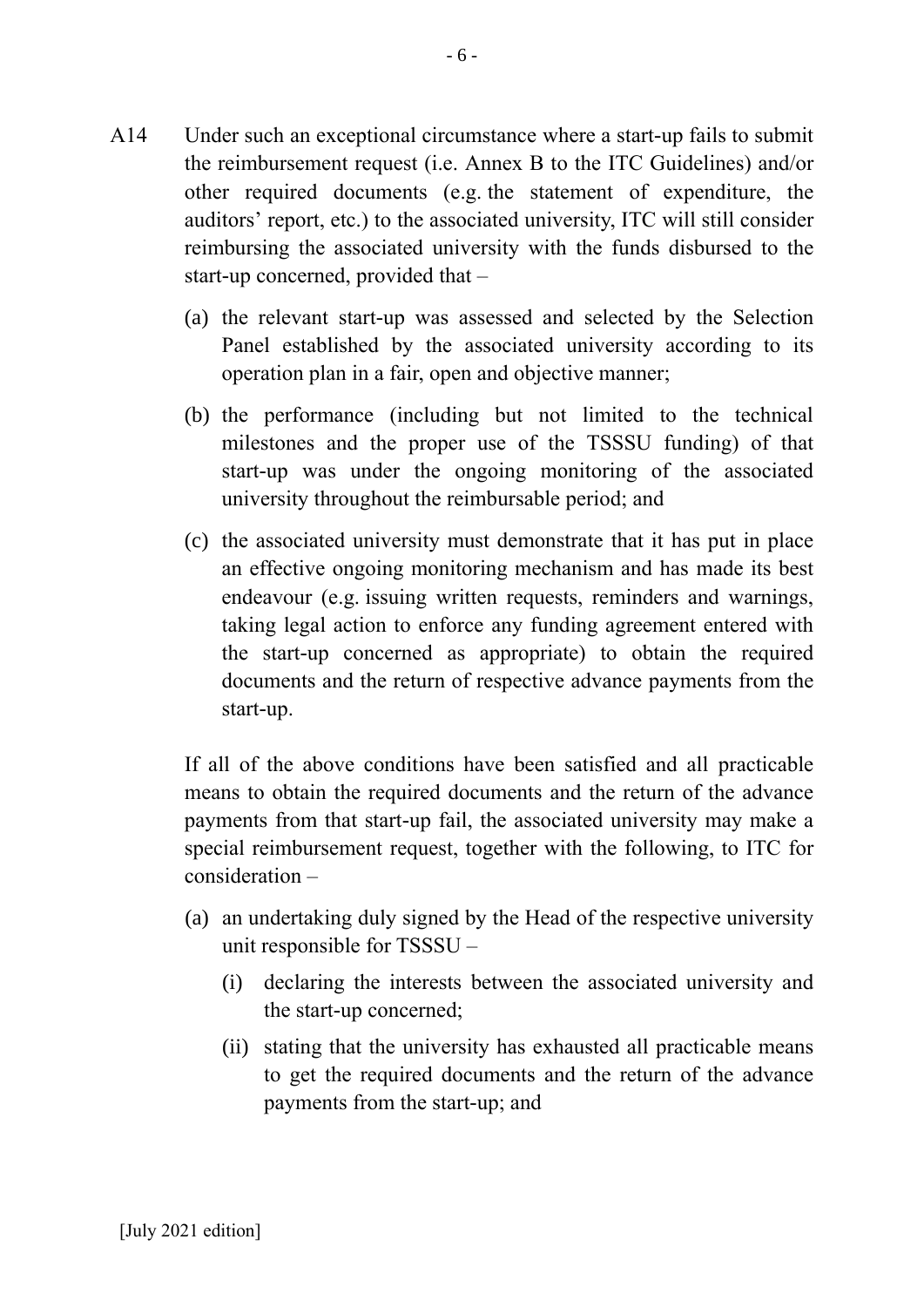A14 Under such an exceptional circumstance where a start-up fails to submit the reimbursement request (i.e. Annex B to the ITC Guidelines) and/or other required documents (e.g. the statement of expenditure, the auditors' report, etc.) to the associated university, ITC will still consider reimbursing the associated university with the funds disbursed to the start-up concerned, provided that –

(a) the relevant start-up was assessed and selected by the Selection Panel established by the associated university according to its operation plan in a fair, open and objective manner;

(b) the performance (including but not limited to the technical milestones and the proper use of the TSSSU funding) of that start-up was under the ongoing monitoring of the associated university throughout the reimbursable period; and

(c) the associated university must demonstrate that it has put in place an effective ongoing monitoring mechanism and has made its best endeavour (e.g. issuing written requests, reminders and warnings, taking legal action to enforce any funding agreement entered with the start-up concerned as appropriate) to obtain the required documents and the return of respective advance payments from the start-up.

If all of the above conditions have been satisfied and all practicable means to obtain the required documents and the return of the advance payments from that start-up fail, the associated university may make a special reimbursement request, together with the following, to ITC for consideration –

(a) an undertaking duly signed by the Head of the respective university unit responsible for TSSSU –

   (i) declaring the interests between the associated university and the start-up concerned;

   (ii) stating that the university has exhausted all practicable means to get the required documents and the return of the advance payments from the start-up; and

[July 2021 edition]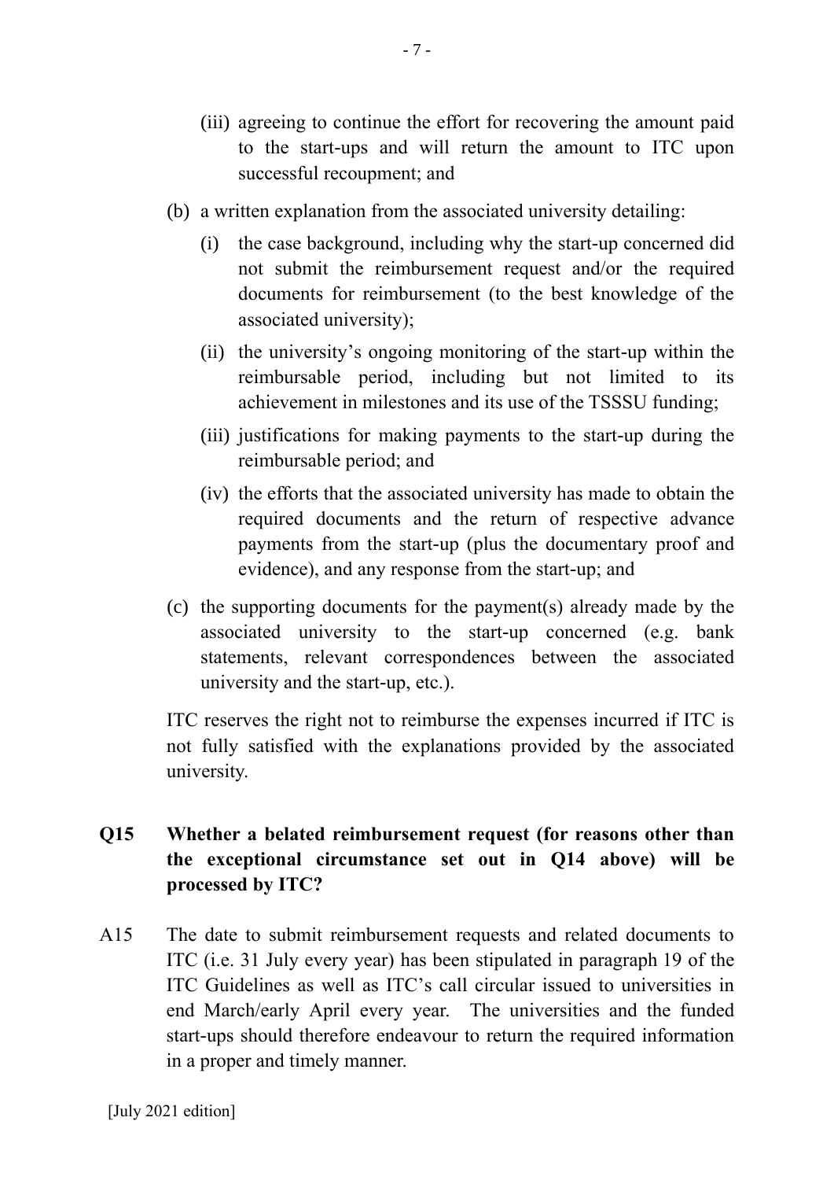- (iii) agreeing to continue the effort for recovering the amount paid to the start-ups and will return the amount to ITC upon successful recoupment; and

- (b) a written explanation from the associated university detailing:
  - (i) the case background, including why the start-up concerned did not submit the reimbursement request and/or the required documents for reimbursement (to the best knowledge of the associated university);
  - (ii) the university's ongoing monitoring of the start-up within the reimbursable period, including but not limited to its achievement in milestones and its use of the TSSSU funding;
  - (iii) justifications for making payments to the start-up during the reimbursable period; and
  - (iv) the efforts that the associated university has made to obtain the required documents and the return of respective advance payments from the start-up (plus the documentary proof and evidence), and any response from the start-up; and

- (c) the supporting documents for the payment(s) already made by the associated university to the start-up concerned (e.g. bank statements, relevant correspondences between the associated university and the start-up, etc.).

ITC reserves the right not to reimburse the expenses incurred if ITC is not fully satisfied with the explanations provided by the associated university.

**Q15 Whether a belated reimbursement request (for reasons other than the exceptional circumstance set out in Q14 above) will be processed by ITC?**

A15 The date to submit reimbursement requests and related documents to ITC (i.e. 31 July every year) has been stipulated in paragraph 19 of the ITC Guidelines as well as ITC's call circular issued to universities in end March/early April every year. The universities and the funded start-ups should therefore endeavour to return the required information in a proper and timely manner.

[July 2021 edition]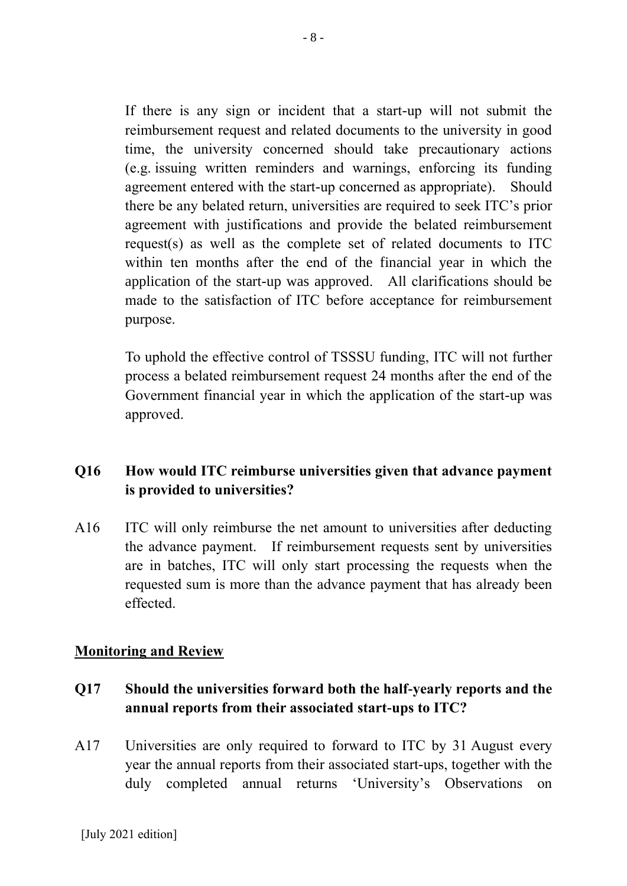If there is any sign or incident that a start-up will not submit the reimbursement request and related documents to the university in good time, the university concerned should take precautionary actions (e.g. issuing written reminders and warnings, enforcing its funding agreement entered with the start-up concerned as appropriate). Should there be any belated return, universities are required to seek ITC's prior agreement with justifications and provide the belated reimbursement request(s) as well as the complete set of related documents to ITC within ten months after the end of the financial year in which the application of the start-up was approved. All clarifications should be made to the satisfaction of ITC before acceptance for reimbursement purpose.

To uphold the effective control of TSSSU funding, ITC will not further process a belated reimbursement request 24 months after the end of the Government financial year in which the application of the start-up was approved.

**Q16 How would ITC reimburse universities given that advance payment is provided to universities?**

A16 ITC will only reimburse the net amount to universities after deducting the advance payment. If reimbursement requests sent by universities are in batches, ITC will only start processing the requests when the requested sum is more than the advance payment that has already been effected.

**Monitoring and Review**

**Q17 Should the universities forward both the half-yearly reports and the annual reports from their associated start-ups to ITC?**

A17 Universities are only required to forward to ITC by 31 August every year the annual reports from their associated start-ups, together with the duly completed annual returns 'University's Observations on

[July 2021 edition]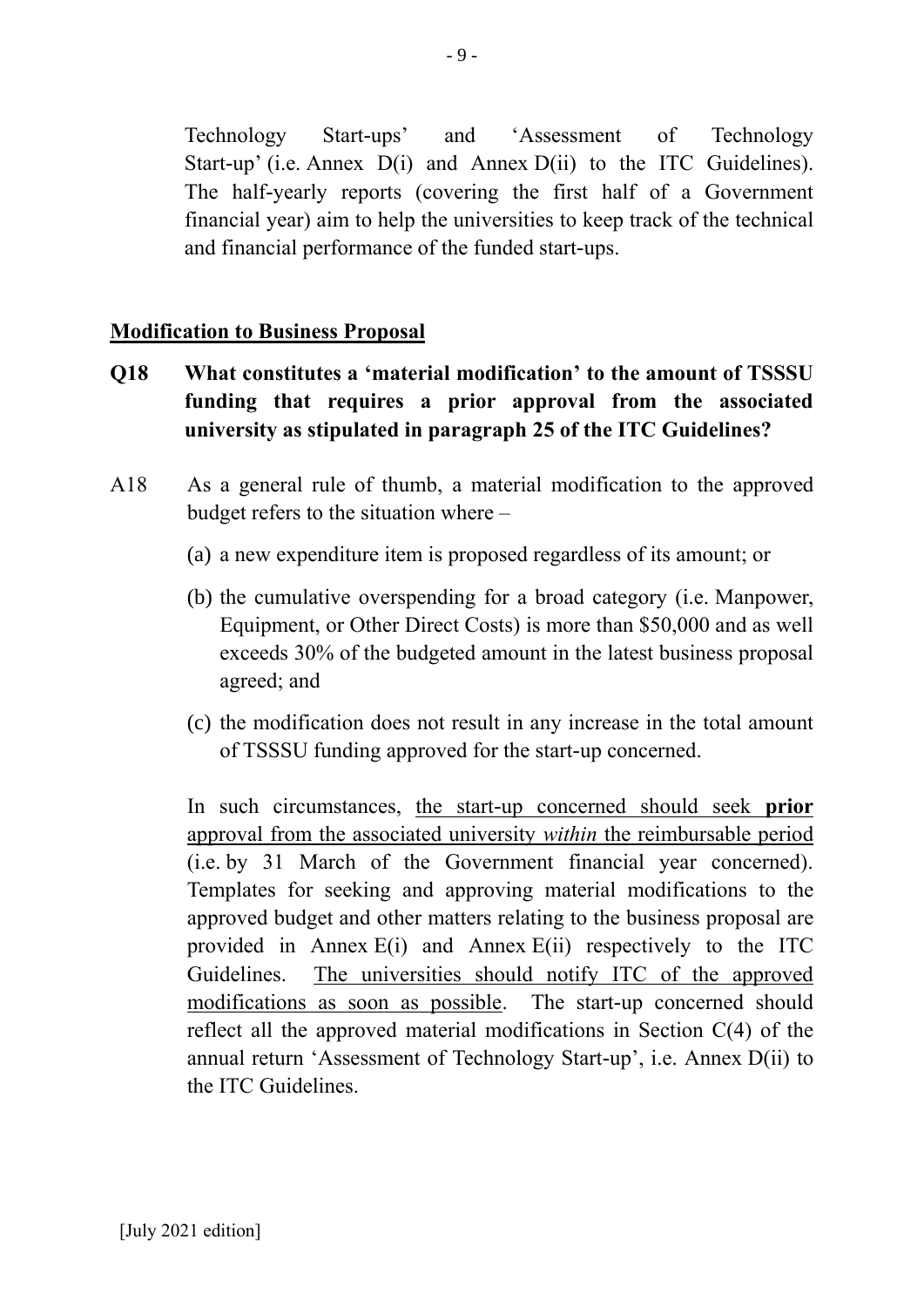Technology Start-ups' and 'Assessment of Technology Start-up' (i.e. Annex D(i) and Annex D(ii) to the ITC Guidelines). The half-yearly reports (covering the first half of a Government financial year) aim to help the universities to keep track of the technical and financial performance of the funded start-ups.

## Modification to Business Proposal

**Q18 What constitutes a 'material modification' to the amount of TSSSU funding that requires a prior approval from the associated university as stipulated in paragraph 25 of the ITC Guidelines?**

A18 As a general rule of thumb, a material modification to the approved budget refers to the situation where –

(a) a new expenditure item is proposed regardless of its amount; or

(b) the cumulative overspending for a broad category (i.e. Manpower, Equipment, or Other Direct Costs) is more than $50,000 and as well exceeds 30% of the budgeted amount in the latest business proposal agreed; and

(c) the modification does not result in any increase in the total amount of TSSSU funding approved for the start-up concerned.

In such circumstances, <u>the start-up concerned should seek **prior** approval from the associated university *within* the reimbursable period</u> (i.e. by 31 March of the Government financial year concerned). Templates for seeking and approving material modifications to the approved budget and other matters relating to the business proposal are provided in Annex E(i) and Annex E(ii) respectively to the ITC Guidelines. <u>The universities should notify ITC of the approved modifications as soon as possible</u>. The start-up concerned should reflect all the approved material modifications in Section C(4) of the annual return 'Assessment of Technology Start-up', i.e. Annex D(ii) to the ITC Guidelines.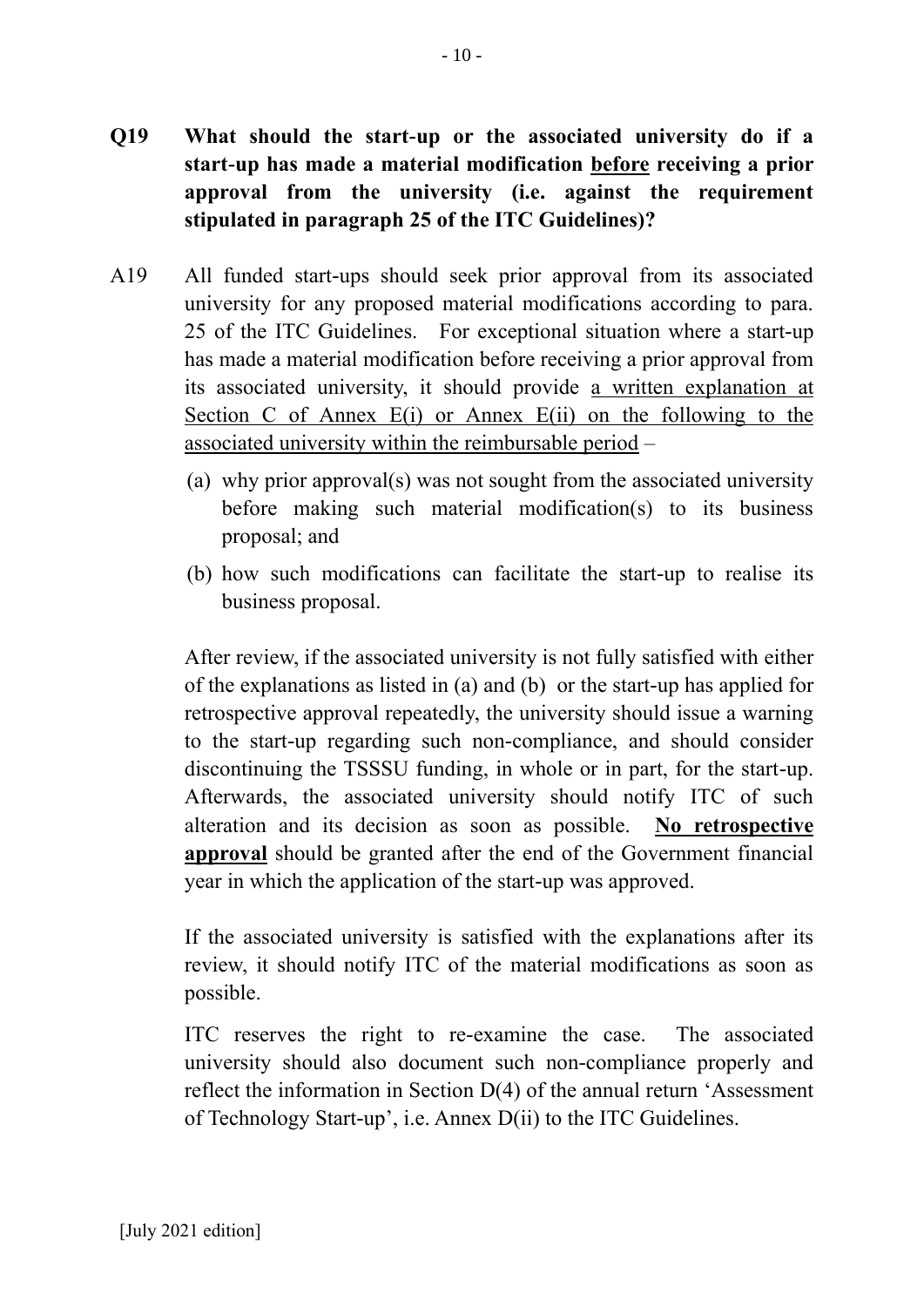**Q19 What should the start-up or the associated university do if a start-up has made a material modification <u>before</u> receiving a prior approval from the university (i.e. against the requirement stipulated in paragraph 25 of the ITC Guidelines)?**

A19 All funded start-ups should seek prior approval from its associated university for any proposed material modifications according to para. 25 of the ITC Guidelines. For exceptional situation where a start-up has made a material modification before receiving a prior approval from its associated university, it should provide <u>a written explanation at Section C of Annex E(i) or Annex E(ii) on the following to the associated university within the reimbursable period</u> –

(a) why prior approval(s) was not sought from the associated university before making such material modification(s) to its business proposal; and

(b) how such modifications can facilitate the start-up to realise its business proposal.

After review, if the associated university is not fully satisfied with either of the explanations as listed in (a) and (b) or the start-up has applied for retrospective approval repeatedly, the university should issue a warning to the start-up regarding such non-compliance, and should consider discontinuing the TSSSU funding, in whole or in part, for the start-up. Afterwards, the associated university should notify ITC of such alteration and its decision as soon as possible. **<u>No retrospective approval</u>** should be granted after the end of the Government financial year in which the application of the start-up was approved.

If the associated university is satisfied with the explanations after its review, it should notify ITC of the material modifications as soon as possible.

ITC reserves the right to re-examine the case. The associated university should also document such non-compliance properly and reflect the information in Section D(4) of the annual return 'Assessment of Technology Start-up', i.e. Annex D(ii) to the ITC Guidelines.

[July 2021 edition]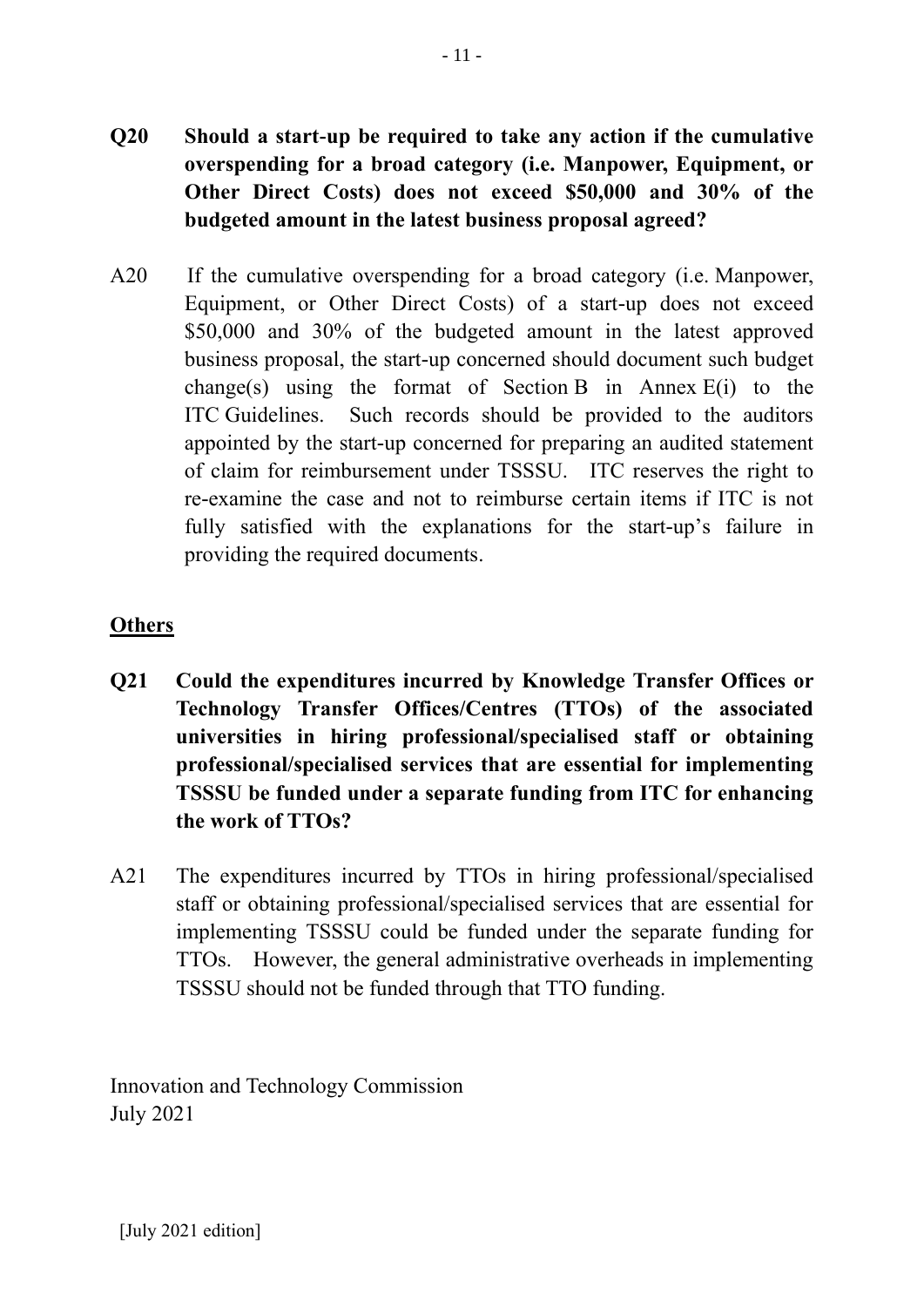**Q20 Should a start-up be required to take any action if the cumulative overspending for a broad category (i.e. Manpower, Equipment, or Other Direct Costs) does not exceed $50,000 and 30% of the budgeted amount in the latest business proposal agreed?**

A20 If the cumulative overspending for a broad category (i.e. Manpower, Equipment, or Other Direct Costs) of a start-up does not exceed $50,000 and 30% of the budgeted amount in the latest approved business proposal, the start-up concerned should document such budget change(s) using the format of Section B in Annex E(i) to the ITC Guidelines. Such records should be provided to the auditors appointed by the start-up concerned for preparing an audited statement of claim for reimbursement under TSSSU. ITC reserves the right to re-examine the case and not to reimburse certain items if ITC is not fully satisfied with the explanations for the start-up's failure in providing the required documents.

## Others

**Q21 Could the expenditures incurred by Knowledge Transfer Offices or Technology Transfer Offices/Centres (TTOs) of the associated universities in hiring professional/specialised staff or obtaining professional/specialised services that are essential for implementing TSSSU be funded under a separate funding from ITC for enhancing the work of TTOs?**

A21 The expenditures incurred by TTOs in hiring professional/specialised staff or obtaining professional/specialised services that are essential for implementing TSSSU could be funded under the separate funding for TTOs. However, the general administrative overheads in implementing TSSSU should not be funded through that TTO funding.

Innovation and Technology Commission
July 2021

[July 2021 edition]